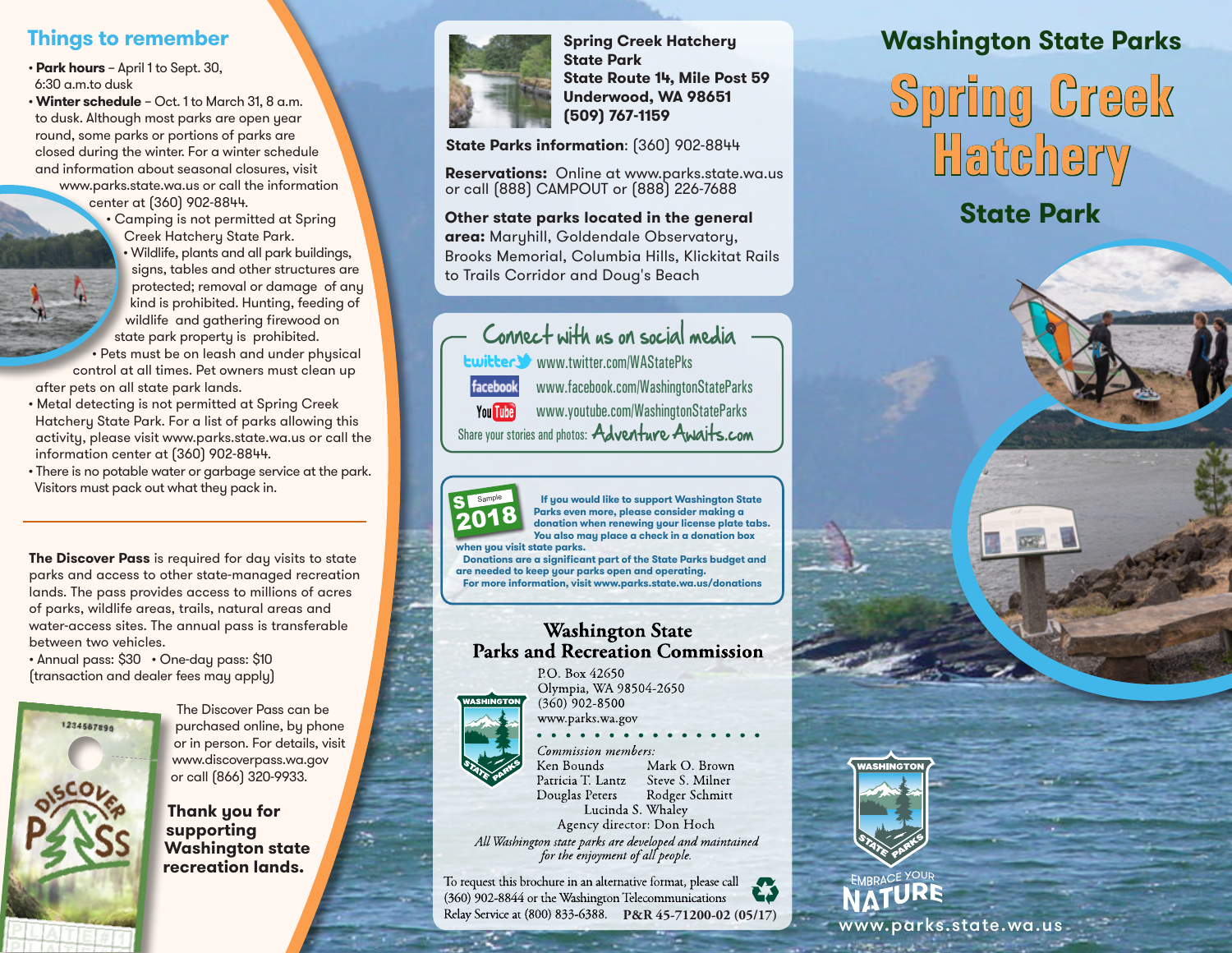## Things to remember

- **Park hours** – April 1 to Sept. 30, 6:30 a.m.to dusk
- **Winter schedule** – Oct. 1 to March 31, 8 a.m. to dusk. Although most parks are open year round, some parks or portions of parks are closed during the winter. For a winter schedule and information about seasonal closures, visit www.parks.state.wa.us or call the information center at (360) 902-8844.
- Camping is not permitted at Spring Creek Hatchery State Park.
- Wildlife, plants and all park buildings, signs, tables and other structures are protected; removal or damage of any kind is prohibited. Hunting, feeding of wildlife and gathering firewood on state park property is prohibited.
- Pets must be on leash and under physical control at all times. Pet owners must clean up after pets on all state park lands.
- Metal detecting is not permitted at Spring Creek Hatchery State Park. For a list of parks allowing this activity, please visit www.parks.state.wa.us or call the information center at (360) 902-8844.
- There is no potable water or garbage service at the park. Visitors must pack out what they pack in.

**The Discover Pass** is required for day visits to state parks and access to other state-managed recreation lands. The pass provides access to millions of acres of parks, wildlife areas, trails, natural areas and water-access sites. The annual pass is transferable between two vehicles.

- Annual pass: $30 • One-day pass: $10

(transaction and dealer fees may apply)

The Discover Pass can be purchased online, by phone or in person. For details, visit www.discoverpass.wa.gov or call (866) 320-9933.

**Thank you for supporting Washington state recreation lands.**

**Spring Creek Hatchery State Park**
**State Route 14, Mile Post 59**
**Underwood, WA 98651**
**(509) 767-1159**

**State Parks information**: (360) 902-8844

**Reservations:** Online at www.parks.state.wa.us or call (888) CAMPOUT or (888) 226-7688

**Other state parks located in the general area:** Maryhill, Goldendale Observatory, Brooks Memorial, Columbia Hills, Klickitat Rails to Trails Corridor and Doug's Beach

### Connect with us on social media

- twitter: www.twitter.com/WAStatePks
- facebook: www.facebook.com/WashingtonStateParks
- YouTube: www.youtube.com/WashingtonStateParks

Share your stories and photos: AdventureAwaits.com

**If you would like to support Washington State Parks even more, please consider making a donation when renewing your license plate tabs. You also may place a check in a donation box when you visit state parks.**
**Donations are a significant part of the State Parks budget and are needed to keep your parks open and operating.**
**For more information, visit www.parks.state.wa.us/donations**

### Washington State Parks and Recreation Commission

P.O. Box 42650
Olympia, WA 98504-2650
(360) 902-8500
www.parks.wa.gov

*Commission members:*
Ken Bounds, Mark O. Brown, Patricia T. Lantz, Steve S. Milner, Douglas Peters, Rodger Schmitt, Lucinda S. Whaley
Agency director: Don Hoch

*All Washington state parks are developed and maintained for the enjoyment of all people.*

To request this brochure in an alternative format, please call (360) 902-8844 or the Washington Telecommunications Relay Service at (800) 833-6388. **P&R 45-71200-02 (05/17)**

# Washington State Parks
# Spring Creek Hatchery
## State Park

EMBRACE YOUR NATURE
www.parks.state.wa.us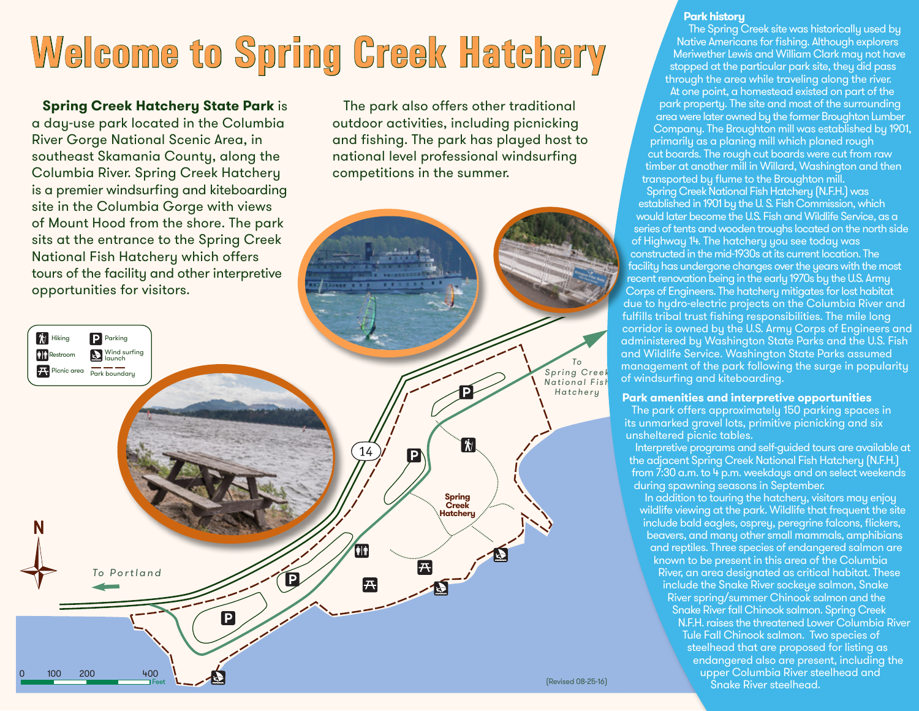# Welcome to Spring Creek Hatchery

**Spring Creek Hatchery State Park** is a day-use park located in the Columbia River Gorge National Scenic Area, in southeast Skamania County, along the Columbia River. Spring Creek Hatchery is a premier windsurfing and kiteboarding site in the Columbia Gorge with views of Mount Hood from the shore. The park sits at the entrance to the Spring Creek National Fish Hatchery which offers tours of the facility and other interpretive opportunities for visitors.

The park also offers other traditional outdoor activities, including picnicking and fishing. The park has played host to national level professional windsurfing competitions in the summer.

Hiking
Parking
Restroom
Wind surfing launch
Picnic area
Park boundary

To Spring Creek National Fish Hatchery

14

Spring Creek Hatchery

N

To Portland

0 100 200 400 Feet

(Revised 08-25-16)

## Park history

The Spring Creek site was historically used by Native Americans for fishing. Although explorers Meriwether Lewis and William Clark may not have stopped at the particular park site, they did pass through the area while traveling along the river.

At one point, a homestead existed on part of the park property. The site and most of the surrounding area were later owned by the former Broughton Lumber Company. The Broughton mill was established by 1901, primarily as a planing mill which planed rough cut boards. The rough cut boards were cut from raw timber at another mill in Willard, Washington and then transported by flume to the Broughton mill.

Spring Creek National Fish Hatchery (N.F.H.) was established in 1901 by the U. S. Fish Commission, which would later become the U.S. Fish and Wildlife Service, as a series of tents and wooden troughs located on the north side of Highway 14. The hatchery you see today was constructed in the mid-1930s at its current location. The facility has undergone changes over the years with the most recent renovation being in the early 1970s by the U.S. Army Corps of Engineers. The hatchery mitigates for lost habitat due to hydro-electric projects on the Columbia River and fulfills tribal trust fishing responsibilities. The mile long corridor is owned by the U.S. Army Corps of Engineers and administered by Washington State Parks and the U.S. Fish and Wildlife Service. Washington State Parks assumed management of the park following the surge in popularity of windsurfing and kiteboarding.

## Park amenities and interpretive opportunities

The park offers approximately 150 parking spaces in its unmarked gravel lots, primitive picnicking and six unsheltered picnic tables.

Interpretive programs and self-guided tours are available at the adjacent Spring Creek National Fish Hatchery (N.F.H.) from 7:30 a.m. to 4 p.m. weekdays and on select weekends during spawning seasons in September.

In addition to touring the hatchery, visitors may enjoy wildlife viewing at the park. Wildlife that frequent the site include bald eagles, osprey, peregrine falcons, flickers, beavers, and many other small mammals, amphibians and reptiles. Three species of endangered salmon are known to be present in this area of the Columbia River, an area designated as critical habitat. These include the Snake River sockeye salmon, Snake River spring/summer Chinook salmon and the Snake River fall Chinook salmon. Spring Creek N.F.H. raises the threatened Lower Columbia River Tule Fall Chinook salmon. Two species of steelhead that are proposed for listing as endangered also are present, including the upper Columbia River steelhead and Snake River steelhead.